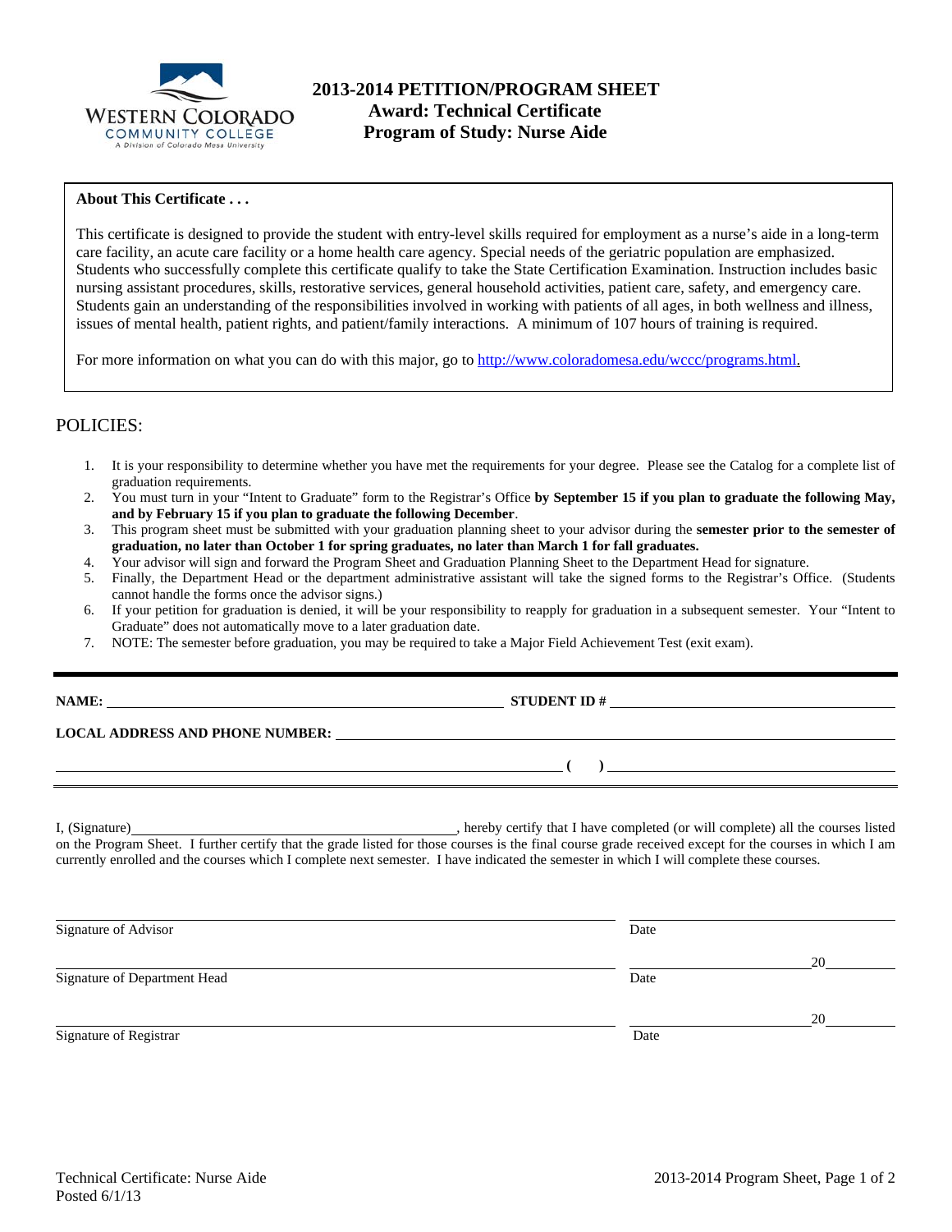# 2013-2014 PETITION/PROGRAM SHEET
## Award: Technical Certificate
## Program of Study: Nurse Aide

**About This Certificate . . .**

This certificate is designed to provide the student with entry-level skills required for employment as a nurse's aide in a long-term care facility, an acute care facility or a home health care agency. Special needs of the geriatric population are emphasized. Students who successfully complete this certificate qualify to take the State Certification Examination. Instruction includes basic nursing assistant procedures, skills, restorative services, general household activities, patient care, safety, and emergency care. Students gain an understanding of the responsibilities involved in working with patients of all ages, in both wellness and illness, issues of mental health, patient rights, and patient/family interactions. A minimum of 107 hours of training is required.

For more information on what you can do with this major, go to [http://www.coloradomesa.edu/wccc/programs.html](http://www.coloradomesa.edu/wccc/programs.html).

## POLICIES:

1. It is your responsibility to determine whether you have met the requirements for your degree. Please see the Catalog for a complete list of graduation requirements.
2. You must turn in your "Intent to Graduate" form to the Registrar's Office **by September 15 if you plan to graduate the following May, and by February 15 if you plan to graduate the following December**.
3. This program sheet must be submitted with your graduation planning sheet to your advisor during the **semester prior to the semester of graduation, no later than October 1 for spring graduates, no later than March 1 for fall graduates.**
4. Your advisor will sign and forward the Program Sheet and Graduation Planning Sheet to the Department Head for signature.
5. Finally, the Department Head or the department administrative assistant will take the signed forms to the Registrar's Office. (Students cannot handle the forms once the advisor signs.)
6. If your petition for graduation is denied, it will be your responsibility to reapply for graduation in a subsequent semester. Your "Intent to Graduate" does not automatically move to a later graduation date.
7. NOTE: The semester before graduation, you may be required to take a Major Field Achievement Test (exit exam).

**NAME:** ______________________________ **STUDENT ID #** ______________________________

**LOCAL ADDRESS AND PHONE NUMBER:** ______________________________

______________________________ **( )** ______________________________

I, (Signature) ______________________________, hereby certify that I have completed (or will complete) all the courses listed on the Program Sheet. I further certify that the grade listed for those courses is the final course grade received except for the courses in which I am currently enrolled and the courses which I complete next semester. I have indicated the semester in which I will complete these courses.

______________________________ ______________________________
Signature of Advisor Date

______________________________ ______________ 20______
Signature of Department Head Date

______________________________ ______________ 20______
Signature of Registrar Date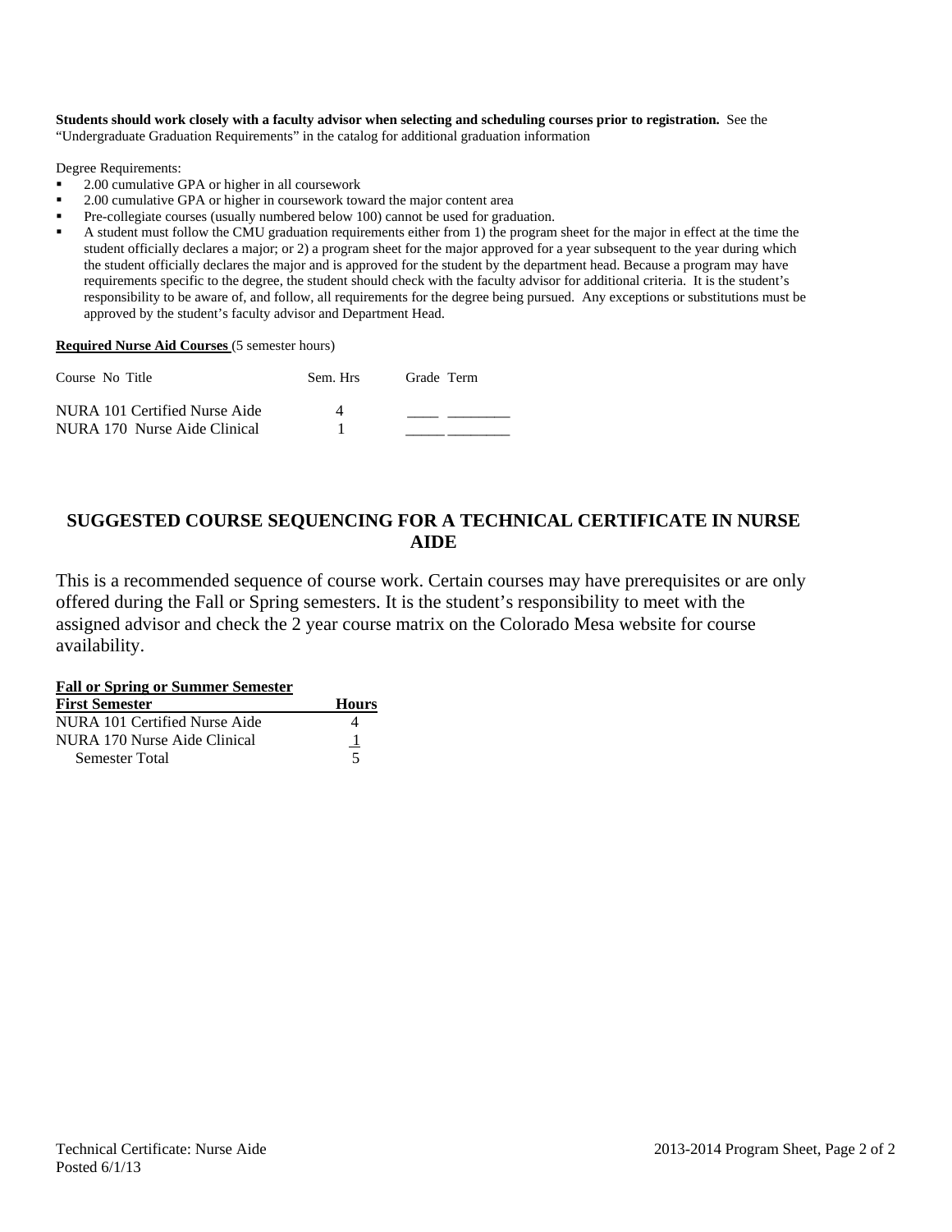**Students should work closely with a faculty advisor when selecting and scheduling courses prior to registration.** See the "Undergraduate Graduation Requirements" in the catalog for additional graduation information

Degree Requirements:

- 2.00 cumulative GPA or higher in all coursework
- 2.00 cumulative GPA or higher in coursework toward the major content area
- Pre-collegiate courses (usually numbered below 100) cannot be used for graduation.
- A student must follow the CMU graduation requirements either from 1) the program sheet for the major in effect at the time the student officially declares a major; or 2) a program sheet for the major approved for a year subsequent to the year during which the student officially declares the major and is approved for the student by the department head. Because a program may have requirements specific to the degree, the student should check with the faculty advisor for additional criteria. It is the student's responsibility to be aware of, and follow, all requirements for the degree being pursued. Any exceptions or substitutions must be approved by the student's faculty advisor and Department Head.

**Required Nurse Aid Courses** (5 semester hours)

| Course No Title | Sem. Hrs | Grade | Term |
|---|---|---|---|
| NURA 101 Certified Nurse Aide | 4 | ____ | ________ |
| NURA 170 Nurse Aide Clinical | 1 | _____ | ________ |

## SUGGESTED COURSE SEQUENCING FOR A TECHNICAL CERTIFICATE IN NURSE AIDE

This is a recommended sequence of course work. Certain courses may have prerequisites or are only offered during the Fall or Spring semesters. It is the student's responsibility to meet with the assigned advisor and check the 2 year course matrix on the Colorado Mesa website for course availability.

**Fall or Spring or Summer Semester**

| First Semester | Hours |
|---|---|
| NURA 101 Certified Nurse Aide | 4 |
| NURA 170 Nurse Aide Clinical | 1 |
| Semester Total | 5 |

Technical Certificate: Nurse Aide
Posted 6/1/13